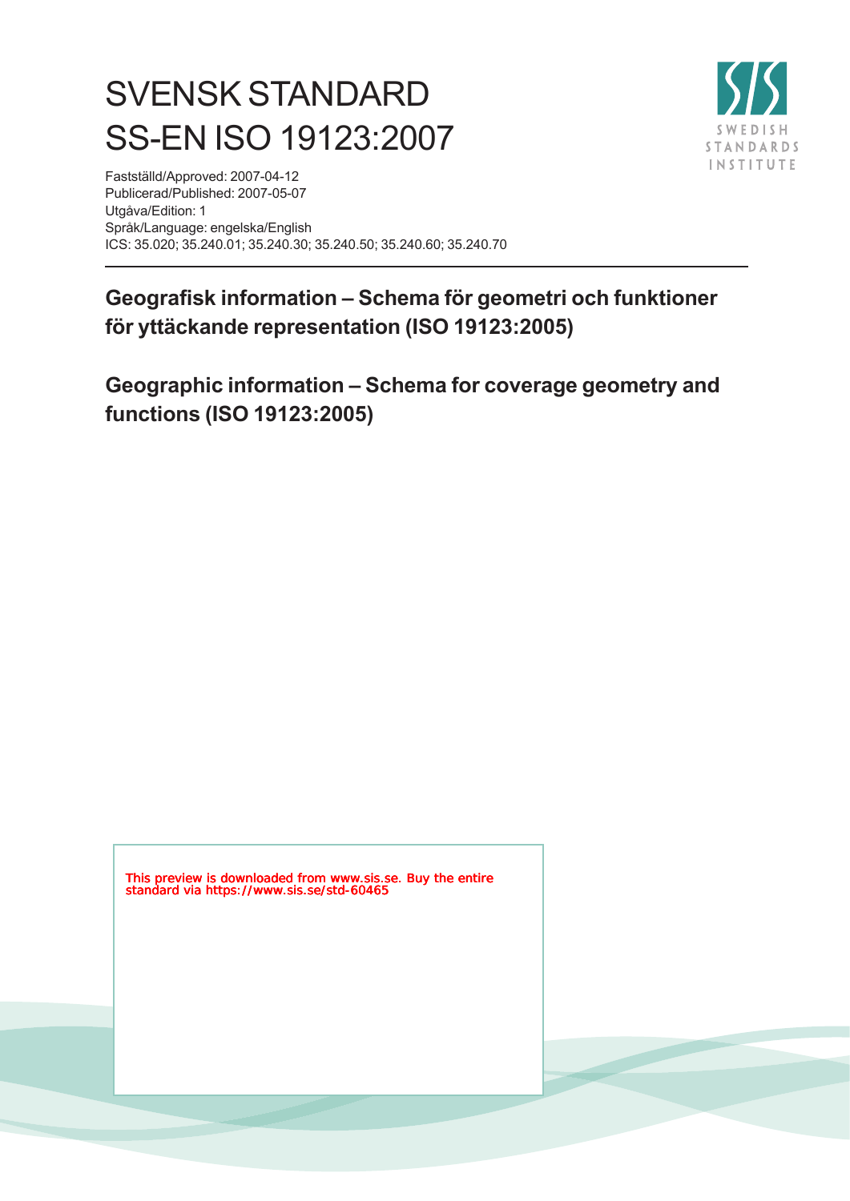# SVENSK STANDARD
# SS-EN ISO 19123:2007

Fastställd/Approved: 2007-04-12
Publicerad/Published: 2007-05-07
Utgåva/Edition: 1
Språk/Language: engelska/English
ICS: 35.020; 35.240.01; 35.240.30; 35.240.50; 35.240.60; 35.240.70

## Geografisk information – Schema för geometri och funktioner för yttäckande representation (ISO 19123:2005)

## Geographic information – Schema for coverage geometry and functions (ISO 19123:2005)

This preview is downloaded from www.sis.se. Buy the entire standard via https://www.sis.se/std-60465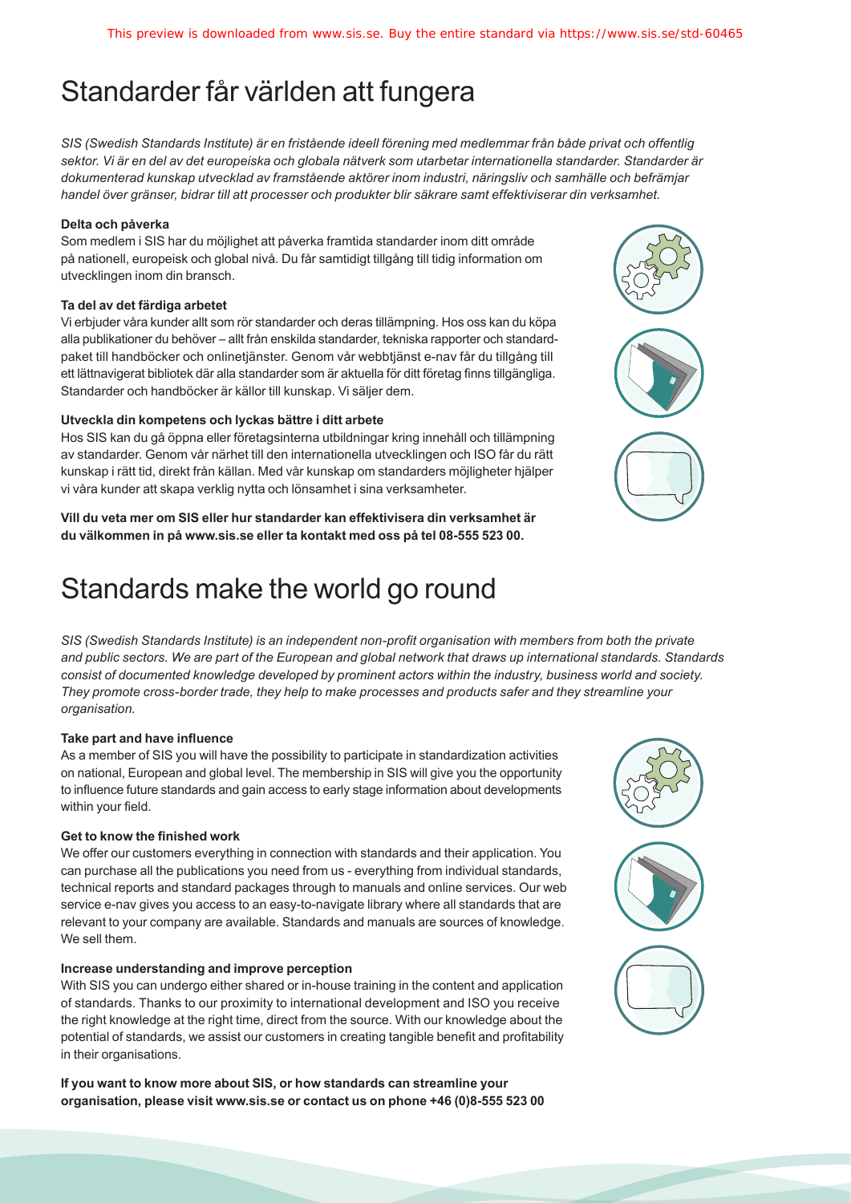# Standarder får världen att fungera

*SIS (Swedish Standards Institute) är en fristående ideell förening med medlemmar från både privat och offentlig sektor. Vi är en del av det europeiska och globala nätverk som utarbetar internationella standarder. Standarder är dokumenterad kunskap utvecklad av framstående aktörer inom industri, näringsliv och samhälle och befrämjar handel över gränser, bidrar till att processer och produkter blir säkrare samt effektiviserar din verksamhet.*

**Delta och påverka**

Som medlem i SIS har du möjlighet att påverka framtida standarder inom ditt område på nationell, europeisk och global nivå. Du får samtidigt tillgång till tidig information om utvecklingen inom din bransch.

**Ta del av det färdiga arbetet**

Vi erbjuder våra kunder allt som rör standarder och deras tillämpning. Hos oss kan du köpa alla publikationer du behöver – allt från enskilda standarder, tekniska rapporter och standardpaket till handböcker och onlinetjänster. Genom vår webbtjänst e-nav får du tillgång till ett lättnavigerat bibliotek där alla standarder som är aktuella för ditt företag finns tillgängliga. Standarder och handböcker är källor till kunskap. Vi säljer dem.

**Utveckla din kompetens och lyckas bättre i ditt arbete**

Hos SIS kan du gå öppna eller företagsinterna utbildningar kring innehåll och tillämpning av standarder. Genom vår närhet till den internationella utvecklingen och ISO får du rätt kunskap i rätt tid, direkt från källan. Med vår kunskap om standarders möjligheter hjälper vi våra kunder att skapa verklig nytta och lönsamhet i sina verksamheter.

**Vill du veta mer om SIS eller hur standarder kan effektivisera din verksamhet är du välkommen in på www.sis.se eller ta kontakt med oss på tel 08-555 523 00.**

# Standards make the world go round

*SIS (Swedish Standards Institute) is an independent non-profit organisation with members from both the private and public sectors. We are part of the European and global network that draws up international standards. Standards consist of documented knowledge developed by prominent actors within the industry, business world and society. They promote cross-border trade, they help to make processes and products safer and they streamline your organisation.*

**Take part and have influence**

As a member of SIS you will have the possibility to participate in standardization activities on national, European and global level. The membership in SIS will give you the opportunity to influence future standards and gain access to early stage information about developments within your field.

**Get to know the finished work**

We offer our customers everything in connection with standards and their application. You can purchase all the publications you need from us - everything from individual standards, technical reports and standard packages through to manuals and online services. Our web service e-nav gives you access to an easy-to-navigate library where all standards that are relevant to your company are available. Standards and manuals are sources of knowledge. We sell them.

**Increase understanding and improve perception**

With SIS you can undergo either shared or in-house training in the content and application of standards. Thanks to our proximity to international development and ISO you receive the right knowledge at the right time, direct from the source. With our knowledge about the potential of standards, we assist our customers in creating tangible benefit and profitability in their organisations.

**If you want to know more about SIS, or how standards can streamline your organisation, please visit www.sis.se or contact us on phone +46 (0)8-555 523 00**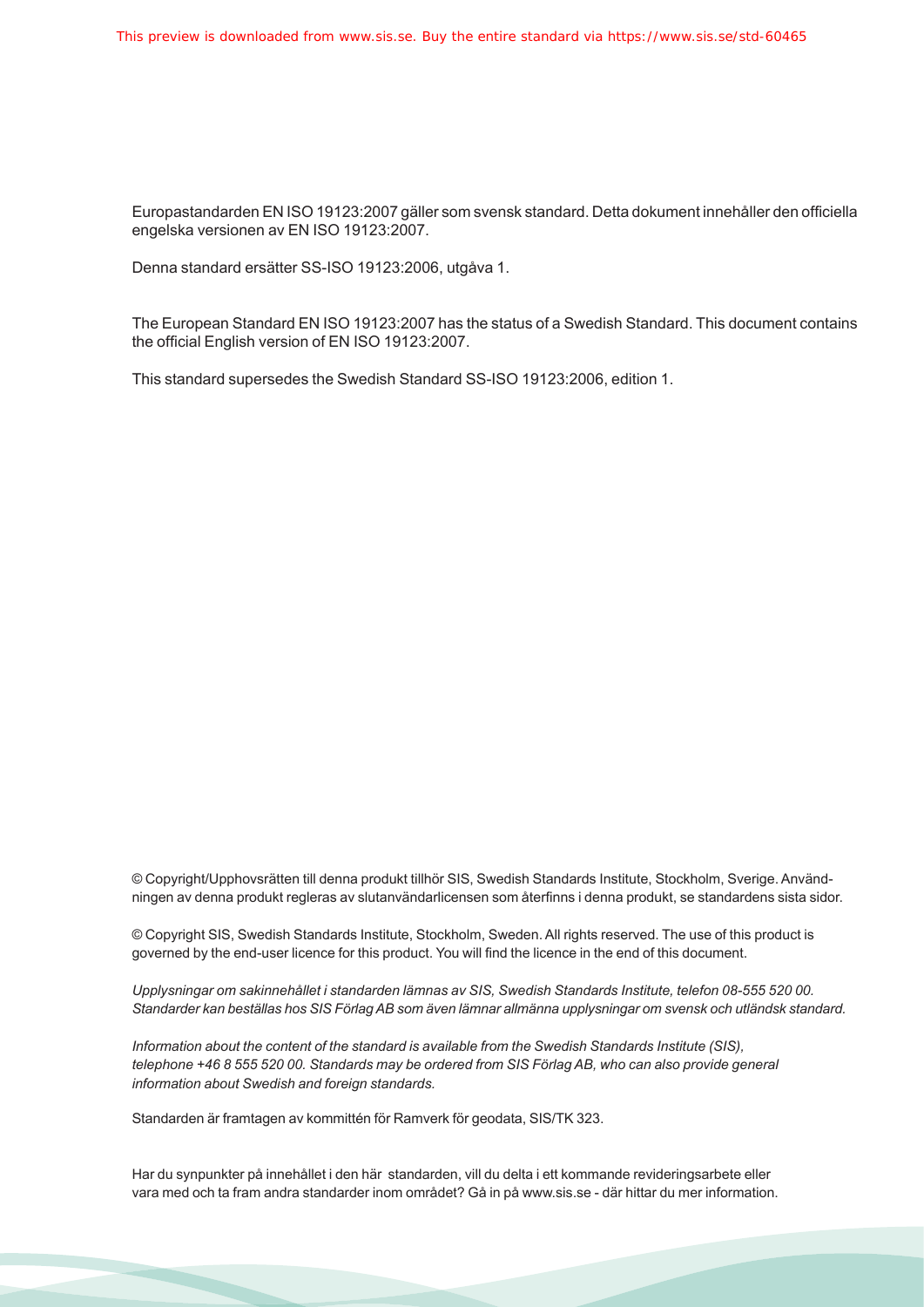Europastandarden EN ISO 19123:2007 gäller som svensk standard. Detta dokument innehåller den officiella engelska versionen av EN ISO 19123:2007.

Denna standard ersätter SS-ISO 19123:2006, utgåva 1.

The European Standard EN ISO 19123:2007 has the status of a Swedish Standard. This document contains the official English version of EN ISO 19123:2007.

This standard supersedes the Swedish Standard SS-ISO 19123:2006, edition 1.

© Copyright/Upphovsrätten till denna produkt tillhör SIS, Swedish Standards Institute, Stockholm, Sverige. Användningen av denna produkt regleras av slutanvändarlicensen som återfinns i denna produkt, se standardens sista sidor.

© Copyright SIS, Swedish Standards Institute, Stockholm, Sweden. All rights reserved. The use of this product is governed by the end-user licence for this product. You will find the licence in the end of this document.

*Upplysningar om sakinnehållet i standarden lämnas av SIS, Swedish Standards Institute, telefon 08-555 520 00. Standarder kan beställas hos SIS Förlag AB som även lämnar allmänna upplysningar om svensk och utländsk standard.*

*Information about the content of the standard is available from the Swedish Standards Institute (SIS), telephone +46 8 555 520 00. Standards may be ordered from SIS Förlag AB, who can also provide general information about Swedish and foreign standards.*

Standarden är framtagen av kommittén för Ramverk för geodata, SIS/TK 323.

Har du synpunkter på innehållet i den här standarden, vill du delta i ett kommande revideringsarbete eller vara med och ta fram andra standarder inom området? Gå in på www.sis.se - där hittar du mer information.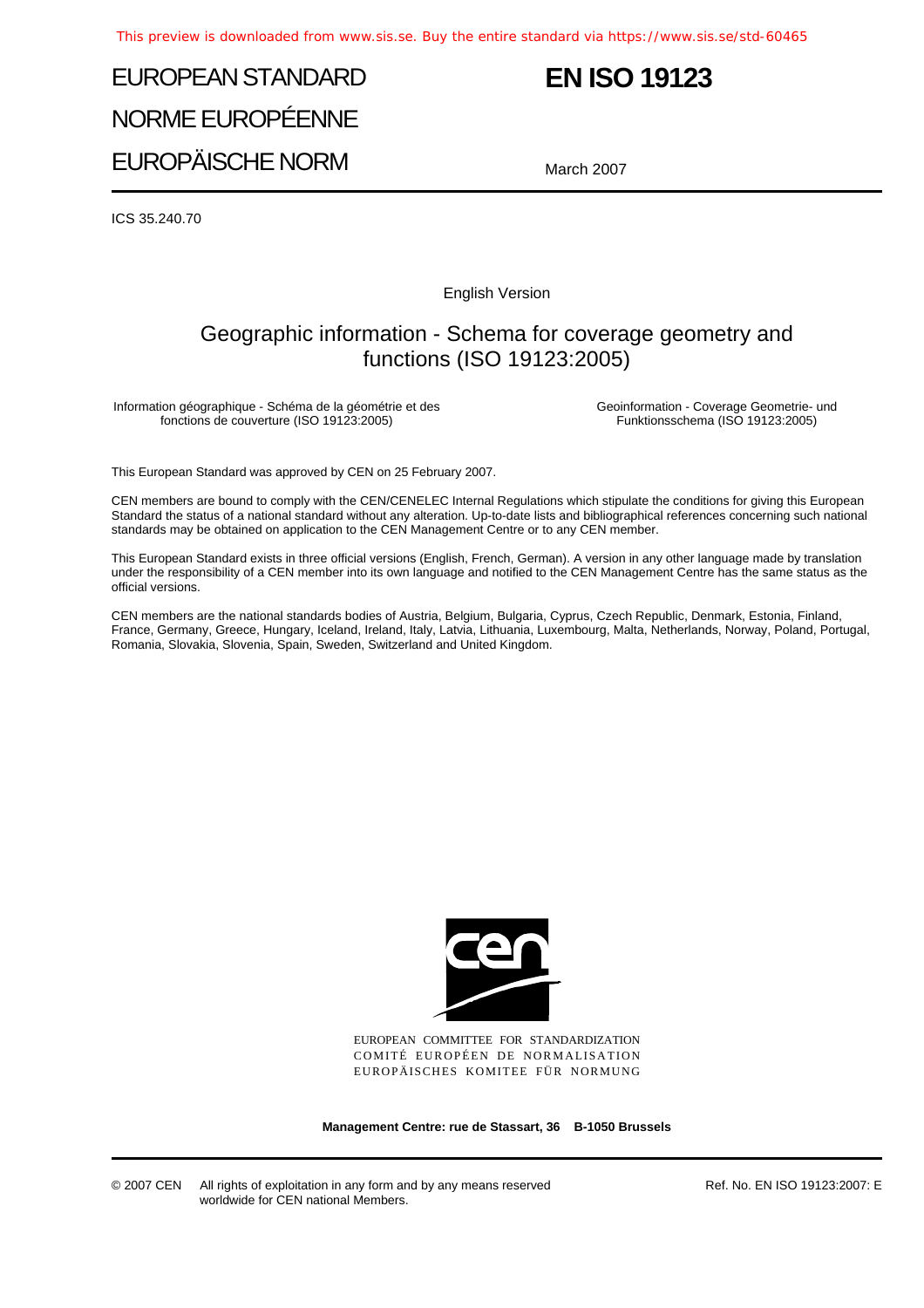# EUROPEAN STANDARD

# NORME EUROPÉENNE

# EUROPÄISCHE NORM

# EN ISO 19123

March 2007

ICS 35.240.70

English Version

## Geographic information - Schema for coverage geometry and functions (ISO 19123:2005)

Information géographique - Schéma de la géométrie et des fonctions de couverture (ISO 19123:2005)

Geoinformation - Coverage Geometrie- und Funktionsschema (ISO 19123:2005)

This European Standard was approved by CEN on 25 February 2007.

CEN members are bound to comply with the CEN/CENELEC Internal Regulations which stipulate the conditions for giving this European Standard the status of a national standard without any alteration. Up-to-date lists and bibliographical references concerning such national standards may be obtained on application to the CEN Management Centre or to any CEN member.

This European Standard exists in three official versions (English, French, German). A version in any other language made by translation under the responsibility of a CEN member into its own language and notified to the CEN Management Centre has the same status as the official versions.

CEN members are the national standards bodies of Austria, Belgium, Bulgaria, Cyprus, Czech Republic, Denmark, Estonia, Finland, France, Germany, Greece, Hungary, Iceland, Ireland, Italy, Latvia, Lithuania, Luxembourg, Malta, Netherlands, Norway, Poland, Portugal, Romania, Slovakia, Slovenia, Spain, Sweden, Switzerland and United Kingdom.

EUROPEAN COMMITTEE FOR STANDARDIZATION
COMITÉ EUROPÉEN DE NORMALISATION
EUROPÄISCHES KOMITEE FÜR NORMUNG

**Management Centre: rue de Stassart, 36 B-1050 Brussels**

© 2007 CEN All rights of exploitation in any form and by any means reserved worldwide for CEN national Members.

Ref. No. EN ISO 19123:2007: E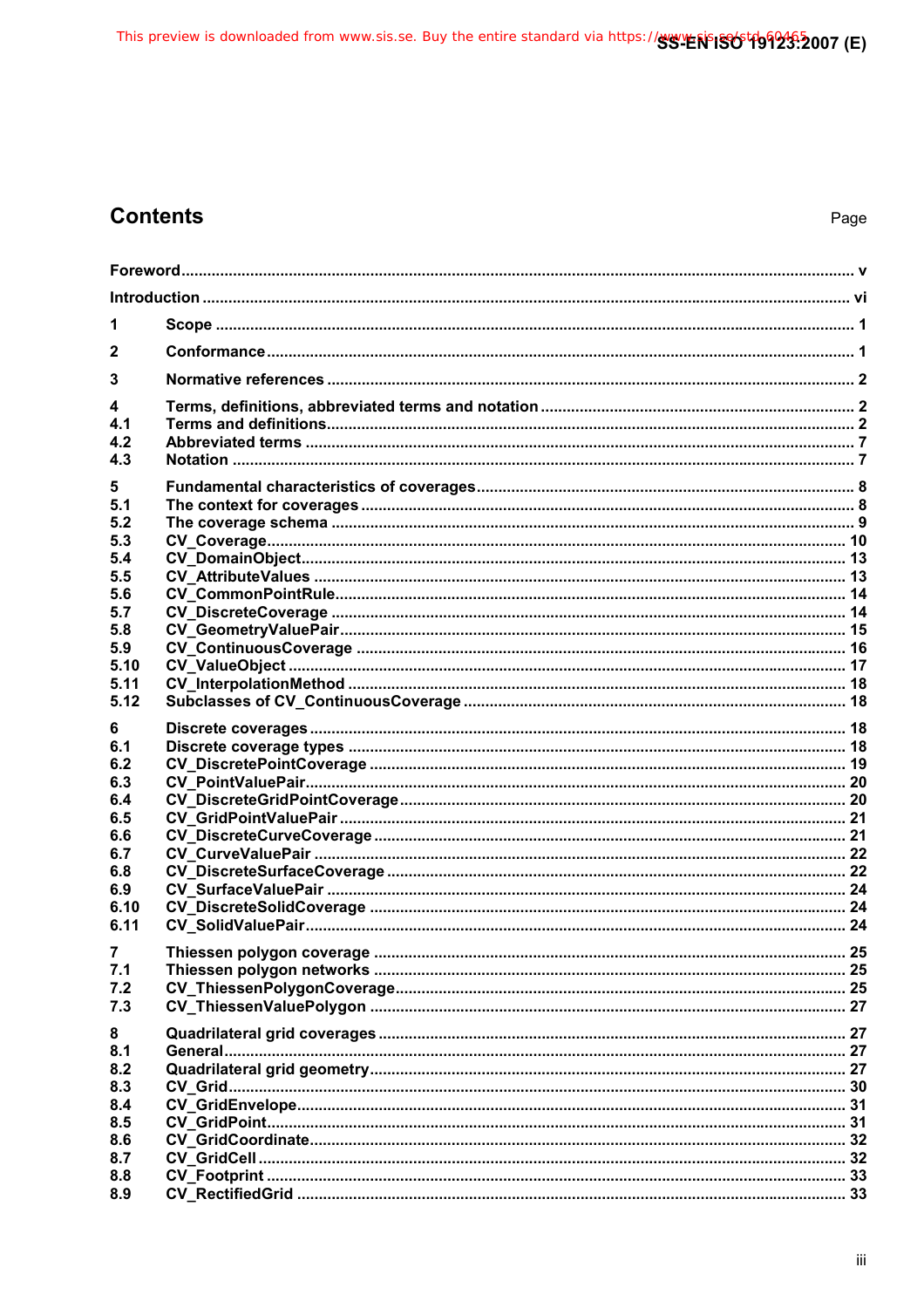# Contents

Page

| | | |
|---|---|---|
| Foreword | | v |
| Introduction | | vi |
| 1 | Scope | 1 |
| 2 | Conformance | 1 |
| 3 | Normative references | 2 |
| 4 | Terms, definitions, abbreviated terms and notation | 2 |
| 4.1 | Terms and definitions | 2 |
| 4.2 | Abbreviated terms | 7 |
| 4.3 | Notation | 7 |
| 5 | Fundamental characteristics of coverages | 8 |
| 5.1 | The context for coverages | 8 |
| 5.2 | The coverage schema | 9 |
| 5.3 | CV_Coverage | 10 |
| 5.4 | CV_DomainObject | 13 |
| 5.5 | CV_AttributeValues | 13 |
| 5.6 | CV_CommonPointRule | 14 |
| 5.7 | CV_DiscreteCoverage | 14 |
| 5.8 | CV_GeometryValuePair | 15 |
| 5.9 | CV_ContinuousCoverage | 16 |
| 5.10 | CV_ValueObject | 17 |
| 5.11 | CV_InterpolationMethod | 18 |
| 5.12 | Subclasses of CV_ContinuousCoverage | 18 |
| 6 | Discrete coverages | 18 |
| 6.1 | Discrete coverage types | 18 |
| 6.2 | CV_DiscretePointCoverage | 19 |
| 6.3 | CV_PointValuePair | 20 |
| 6.4 | CV_DiscreteGridPointCoverage | 20 |
| 6.5 | CV_GridPointValuePair | 21 |
| 6.6 | CV_DiscreteCurveCoverage | 21 |
| 6.7 | CV_CurveValuePair | 22 |
| 6.8 | CV_DiscreteSurfaceCoverage | 22 |
| 6.9 | CV_SurfaceValuePair | 24 |
| 6.10 | CV_DiscreteSolidCoverage | 24 |
| 6.11 | CV_SolidValuePair | 24 |
| 7 | Thiessen polygon coverage | 25 |
| 7.1 | Thiessen polygon networks | 25 |
| 7.2 | CV_ThiessenPolygonCoverage | 25 |
| 7.3 | CV_ThiessenValuePolygon | 27 |
| 8 | Quadrilateral grid coverages | 27 |
| 8.1 | General | 27 |
| 8.2 | Quadrilateral grid geometry | 27 |
| 8.3 | CV_Grid | 30 |
| 8.4 | CV_GridEnvelope | 31 |
| 8.5 | CV_GridPoint | 31 |
| 8.6 | CV_GridCoordinate | 32 |
| 8.7 | CV_GridCell | 32 |
| 8.8 | CV_Footprint | 33 |
| 8.9 | CV_RectifiedGrid | 33 |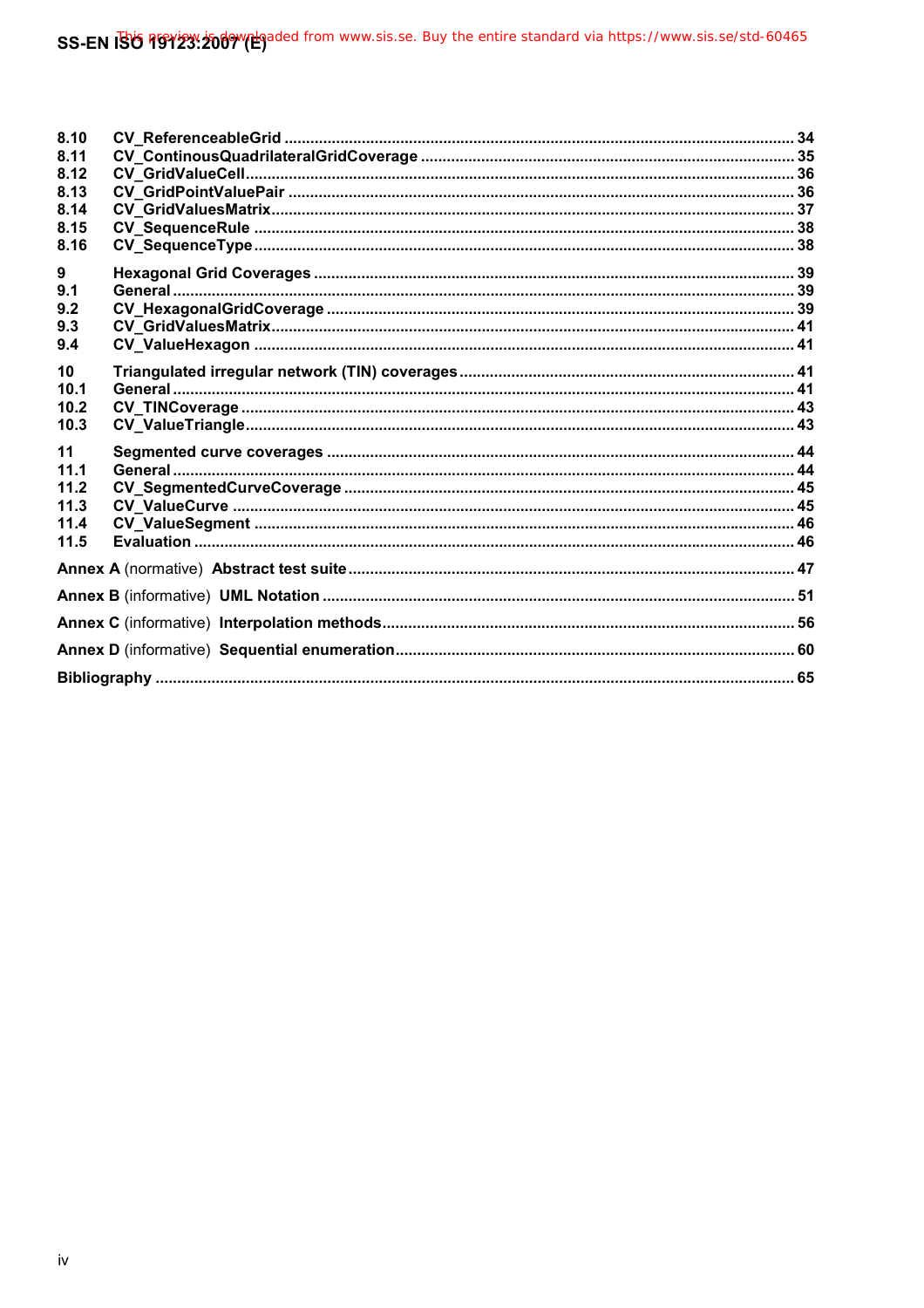8.10 CV_ReferenceableGrid ..... 34
8.11 CV_ContinousQuadrilateralGridCoverage ..... 35
8.12 CV_GridValueCell ..... 36
8.13 CV_GridPointValuePair ..... 36
8.14 CV_GridValuesMatrix ..... 37
8.15 CV_SequenceRule ..... 38
8.16 CV_SequenceType ..... 38

9 Hexagonal Grid Coverages ..... 39
9.1 General ..... 39
9.2 CV_HexagonalGridCoverage ..... 39
9.3 CV_GridValuesMatrix ..... 41
9.4 CV_ValueHexagon ..... 41

10 Triangulated irregular network (TIN) coverages ..... 41
10.1 General ..... 41
10.2 CV_TINCoverage ..... 43
10.3 CV_ValueTriangle ..... 43

11 Segmented curve coverages ..... 44
11.1 General ..... 44
11.2 CV_SegmentedCurveCoverage ..... 45
11.3 CV_ValueCurve ..... 45
11.4 CV_ValueSegment ..... 46
11.5 Evaluation ..... 46

Annex A (normative) Abstract test suite ..... 47

Annex B (informative) UML Notation ..... 51

Annex C (informative) Interpolation methods ..... 56

Annex D (informative) Sequential enumeration ..... 60

Bibliography ..... 65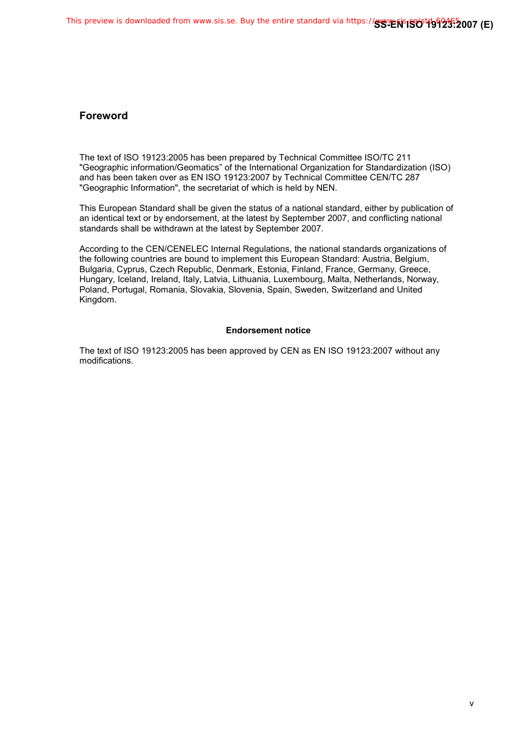## Foreword

The text of ISO 19123:2005 has been prepared by Technical Committee ISO/TC 211 "Geographic information/Geomatics" of the International Organization for Standardization (ISO) and has been taken over as EN ISO 19123:2007 by Technical Committee CEN/TC 287 "Geographic Information", the secretariat of which is held by NEN.

This European Standard shall be given the status of a national standard, either by publication of an identical text or by endorsement, at the latest by September 2007, and conflicting national standards shall be withdrawn at the latest by September 2007.

According to the CEN/CENELEC Internal Regulations, the national standards organizations of the following countries are bound to implement this European Standard: Austria, Belgium, Bulgaria, Cyprus, Czech Republic, Denmark, Estonia, Finland, France, Germany, Greece, Hungary, Iceland, Ireland, Italy, Latvia, Lithuania, Luxembourg, Malta, Netherlands, Norway, Poland, Portugal, Romania, Slovakia, Slovenia, Spain, Sweden, Switzerland and United Kingdom.

**Endorsement notice**

The text of ISO 19123:2005 has been approved by CEN as EN ISO 19123:2007 without any modifications.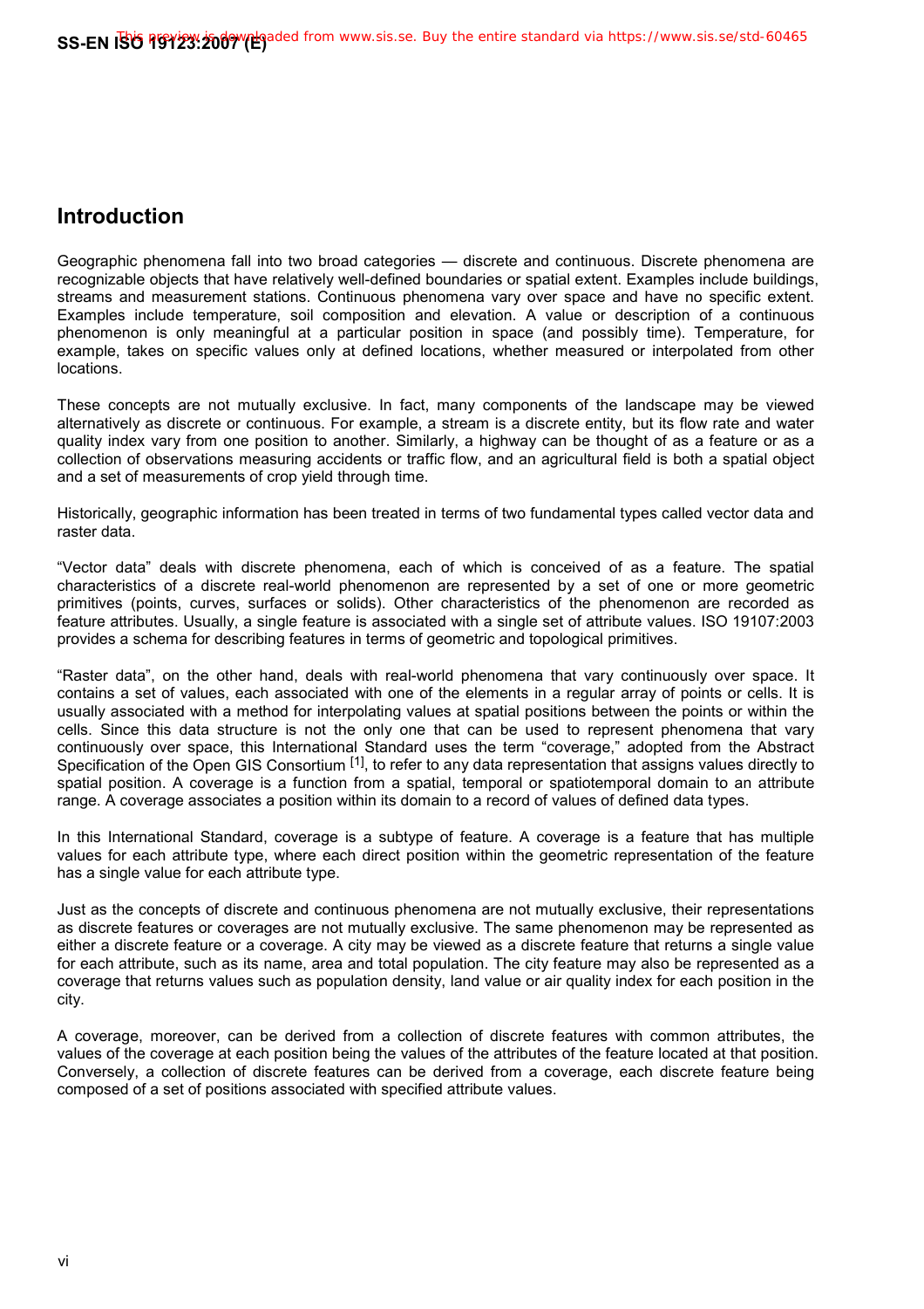## Introduction

Geographic phenomena fall into two broad categories — discrete and continuous. Discrete phenomena are recognizable objects that have relatively well-defined boundaries or spatial extent. Examples include buildings, streams and measurement stations. Continuous phenomena vary over space and have no specific extent. Examples include temperature, soil composition and elevation. A value or description of a continuous phenomenon is only meaningful at a particular position in space (and possibly time). Temperature, for example, takes on specific values only at defined locations, whether measured or interpolated from other locations.

These concepts are not mutually exclusive. In fact, many components of the landscape may be viewed alternatively as discrete or continuous. For example, a stream is a discrete entity, but its flow rate and water quality index vary from one position to another. Similarly, a highway can be thought of as a feature or as a collection of observations measuring accidents or traffic flow, and an agricultural field is both a spatial object and a set of measurements of crop yield through time.

Historically, geographic information has been treated in terms of two fundamental types called vector data and raster data.

"Vector data" deals with discrete phenomena, each of which is conceived of as a feature. The spatial characteristics of a discrete real-world phenomenon are represented by a set of one or more geometric primitives (points, curves, surfaces or solids). Other characteristics of the phenomenon are recorded as feature attributes. Usually, a single feature is associated with a single set of attribute values. ISO 19107:2003 provides a schema for describing features in terms of geometric and topological primitives.

"Raster data", on the other hand, deals with real-world phenomena that vary continuously over space. It contains a set of values, each associated with one of the elements in a regular array of points or cells. It is usually associated with a method for interpolating values at spatial positions between the points or within the cells. Since this data structure is not the only one that can be used to represent phenomena that vary continuously over space, this International Standard uses the term "coverage," adopted from the Abstract Specification of the Open GIS Consortium [1], to refer to any data representation that assigns values directly to spatial position. A coverage is a function from a spatial, temporal or spatiotemporal domain to an attribute range. A coverage associates a position within its domain to a record of values of defined data types.

In this International Standard, coverage is a subtype of feature. A coverage is a feature that has multiple values for each attribute type, where each direct position within the geometric representation of the feature has a single value for each attribute type.

Just as the concepts of discrete and continuous phenomena are not mutually exclusive, their representations as discrete features or coverages are not mutually exclusive. The same phenomenon may be represented as either a discrete feature or a coverage. A city may be viewed as a discrete feature that returns a single value for each attribute, such as its name, area and total population. The city feature may also be represented as a coverage that returns values such as population density, land value or air quality index for each position in the city.

A coverage, moreover, can be derived from a collection of discrete features with common attributes, the values of the coverage at each position being the values of the attributes of the feature located at that position. Conversely, a collection of discrete features can be derived from a coverage, each discrete feature being composed of a set of positions associated with specified attribute values.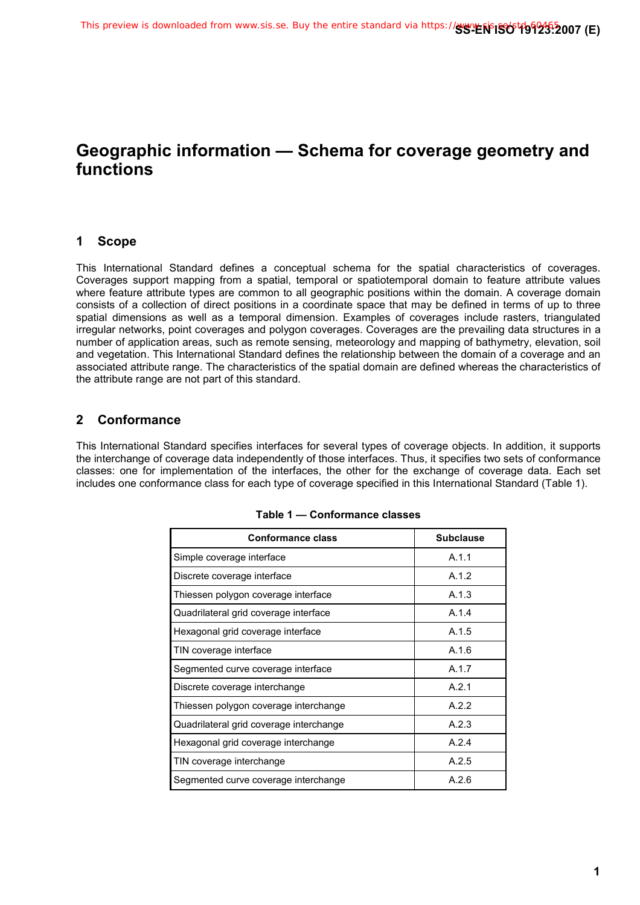# Geographic information — Schema for coverage geometry and functions

## 1 Scope

This International Standard defines a conceptual schema for the spatial characteristics of coverages. Coverages support mapping from a spatial, temporal or spatiotemporal domain to feature attribute values where feature attribute types are common to all geographic positions within the domain. A coverage domain consists of a collection of direct positions in a coordinate space that may be defined in terms of up to three spatial dimensions as well as a temporal dimension. Examples of coverages include rasters, triangulated irregular networks, point coverages and polygon coverages. Coverages are the prevailing data structures in a number of application areas, such as remote sensing, meteorology and mapping of bathymetry, elevation, soil and vegetation. This International Standard defines the relationship between the domain of a coverage and an associated attribute range. The characteristics of the spatial domain are defined whereas the characteristics of the attribute range are not part of this standard.

## 2 Conformance

This International Standard specifies interfaces for several types of coverage objects. In addition, it supports the interchange of coverage data independently of those interfaces. Thus, it specifies two sets of conformance classes: one for implementation of the interfaces, the other for the exchange of coverage data. Each set includes one conformance class for each type of coverage specified in this International Standard (Table 1).

**Table 1 — Conformance classes**

| Conformance class | Subclause |
|---|---|
| Simple coverage interface | A.1.1 |
| Discrete coverage interface | A.1.2 |
| Thiessen polygon coverage interface | A.1.3 |
| Quadrilateral grid coverage interface | A.1.4 |
| Hexagonal grid coverage interface | A.1.5 |
| TIN coverage interface | A.1.6 |
| Segmented curve coverage interface | A.1.7 |
| Discrete coverage interchange | A.2.1 |
| Thiessen polygon coverage interchange | A.2.2 |
| Quadrilateral grid coverage interchange | A.2.3 |
| Hexagonal grid coverage interchange | A.2.4 |
| TIN coverage interchange | A.2.5 |
| Segmented curve coverage interchange | A.2.6 |